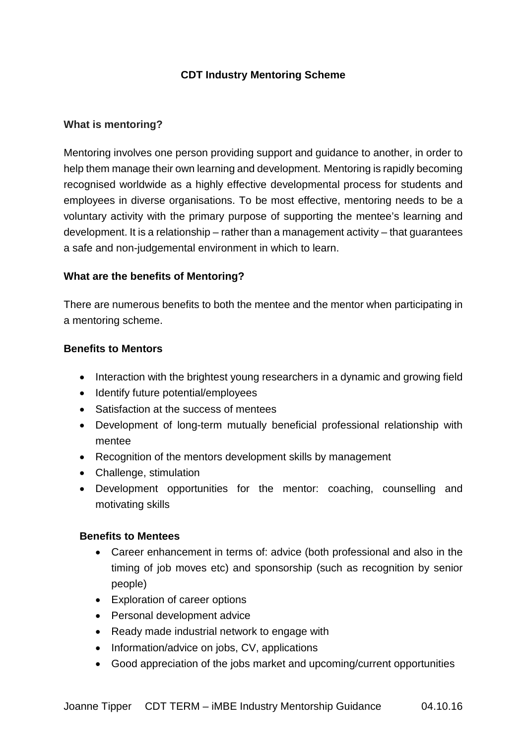# CDT Industry Mentoring Scheme

## What is mentoring?

Mentoring involves one person providing support and guidance to another, in order to help them manage their own learning and development. Mentoring is rapidly becoming recognised worldwide as a highly effective developmental process for students and employees in diverse organisations. To be most effective, mentoring needs to be a voluntary activity with the primary purpose of supporting the mentee's learning and development. It is a relationship – rather than a management activity – that guarantees a safe and non-judgemental environment in which to learn.

## What are the benefits of Mentoring?

There are numerous benefits to both the mentee and the mentor when participating in a mentoring scheme.

### Benefits to Mentors

- Interaction with the brightest young researchers in a dynamic and growing field
- Identify future potential/employees
- Satisfaction at the success of mentees
- Development of long-term mutually beneficial professional relationship with mentee
- Recognition of the mentors development skills by management
- Challenge, stimulation
- Development opportunities for the mentor: coaching, counselling and motivating skills

### Benefits to Mentees

- Career enhancement in terms of: advice (both professional and also in the timing of job moves etc) and sponsorship (such as recognition by senior people)
- Exploration of career options
- Personal development advice
- Ready made industrial network to engage with
- Information/advice on jobs, CV, applications
- Good appreciation of the jobs market and upcoming/current opportunities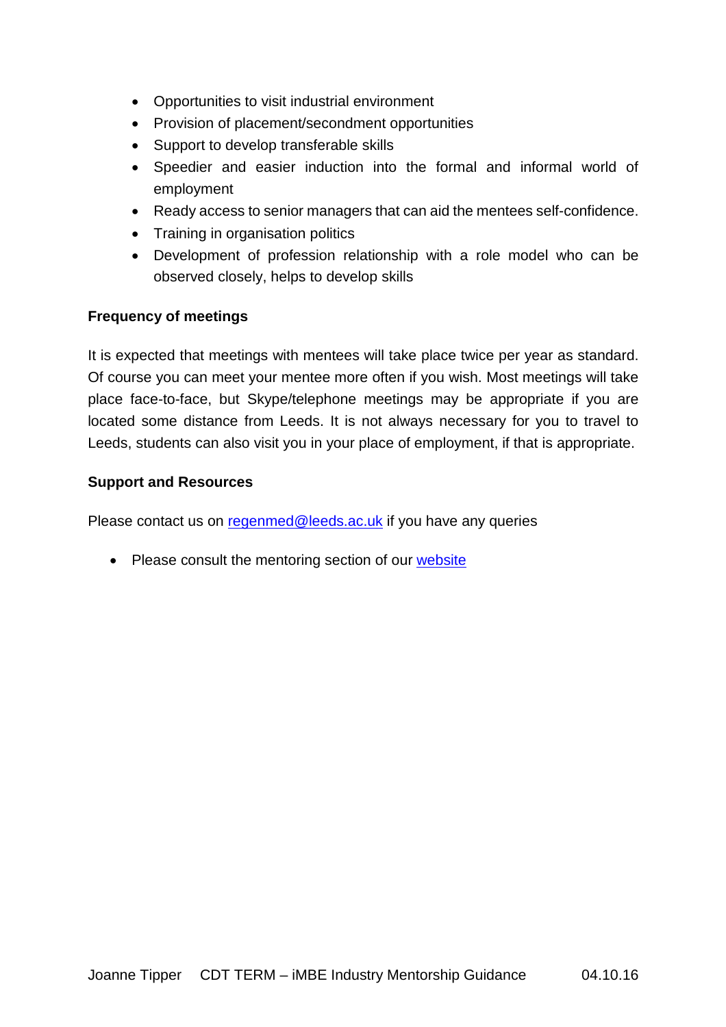- Opportunities to visit industrial environment
- Provision of placement/secondment opportunities
- Support to develop transferable skills
- Speedier and easier induction into the formal and informal world of employment
- Ready access to senior managers that can aid the mentees self-confidence.
- Training in organisation politics
- Development of profession relationship with a role model who can be observed closely, helps to develop skills

**Frequency of meetings**

It is expected that meetings with mentees will take place twice per year as standard. Of course you can meet your mentee more often if you wish. Most meetings will take place face-to-face, but Skype/telephone meetings may be appropriate if you are located some distance from Leeds. It is not always necessary for you to travel to Leeds, students can also visit you in your place of employment, if that is appropriate.

**Support and Resources**

Please contact us on regenmed@leeds.ac.uk if you have any queries

- Please consult the mentoring section of our website